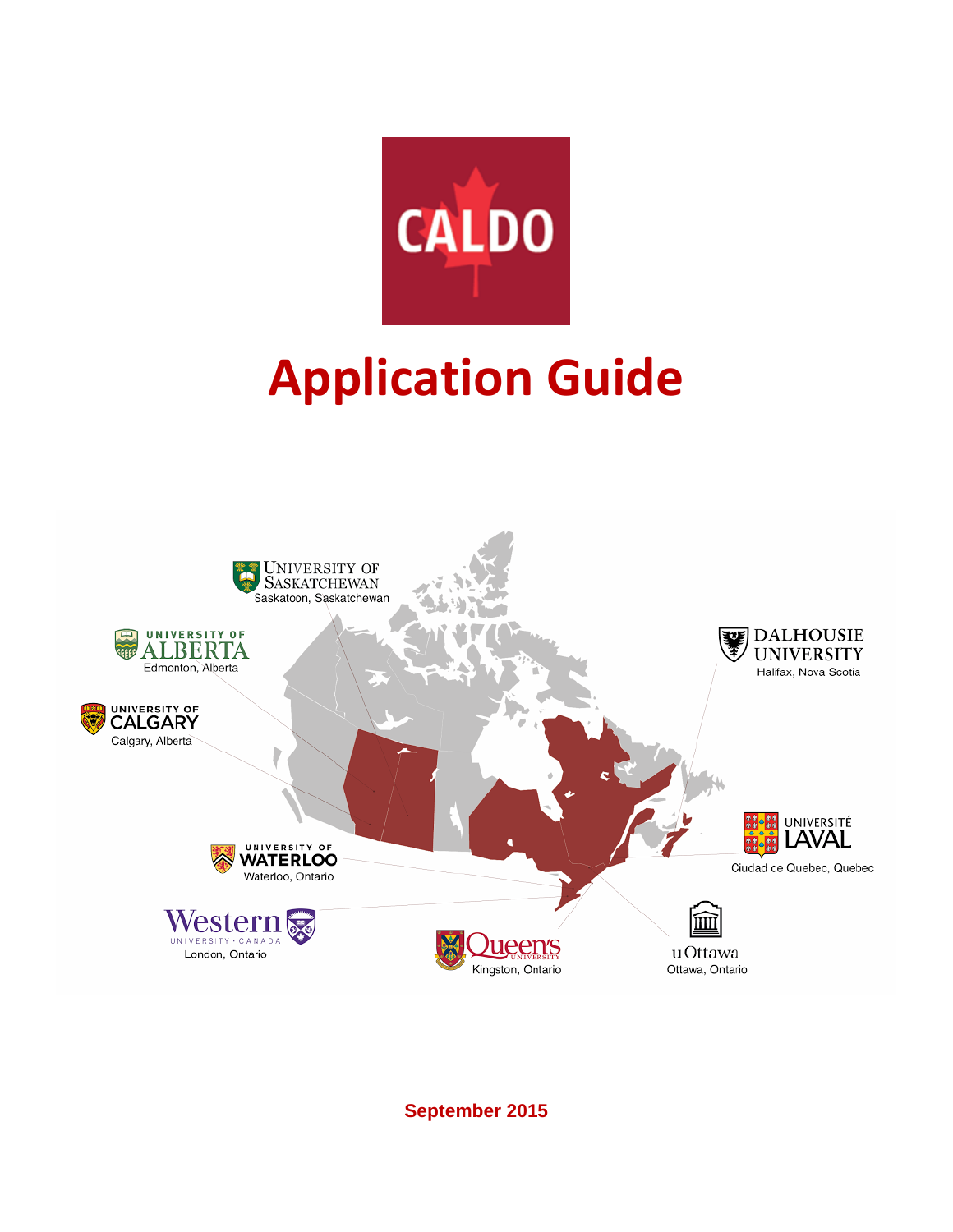CALDO

# Application Guide

UNIVERSITY OF SASKATCHEWAN
Saskatoon, Saskatchewan

UNIVERSITY OF ALBERTA
Edmonton, Alberta

UNIVERSITY OF CALGARY
Calgary, Alberta

DALHOUSIE UNIVERSITY
Halifax, Nova Scotia

UNIVERSITÉ LAVAL
Ciudad de Quebec, Quebec

UNIVERSITY OF WATERLOO
Waterloo, Ontario

Western UNIVERSITY · CANADA
London, Ontario

Queen's UNIVERSITY
Kingston, Ontario

uOttawa
Ottawa, Ontario

**September 2015**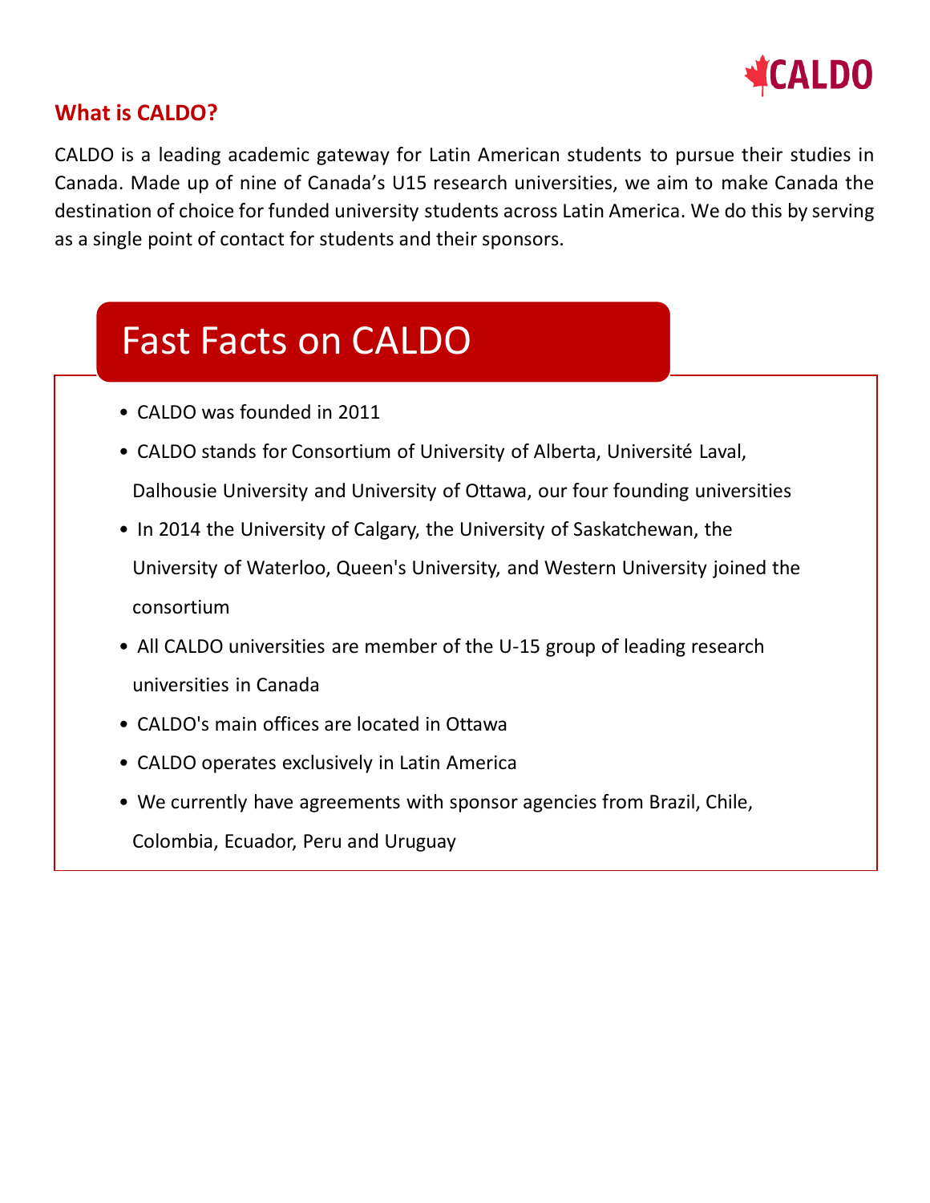## What is CALDO?

CALDO is a leading academic gateway for Latin American students to pursue their studies in Canada. Made up of nine of Canada's U15 research universities, we aim to make Canada the destination of choice for funded university students across Latin America. We do this by serving as a single point of contact for students and their sponsors.

## Fast Facts on CALDO

- CALDO was founded in 2011
- CALDO stands for Consortium of University of Alberta, Université Laval, Dalhousie University and University of Ottawa, our four founding universities
- In 2014 the University of Calgary, the University of Saskatchewan, the University of Waterloo, Queen's University, and Western University joined the consortium
- All CALDO universities are member of the U-15 group of leading research universities in Canada
- CALDO's main offices are located in Ottawa
- CALDO operates exclusively in Latin America
- We currently have agreements with sponsor agencies from Brazil, Chile, Colombia, Ecuador, Peru and Uruguay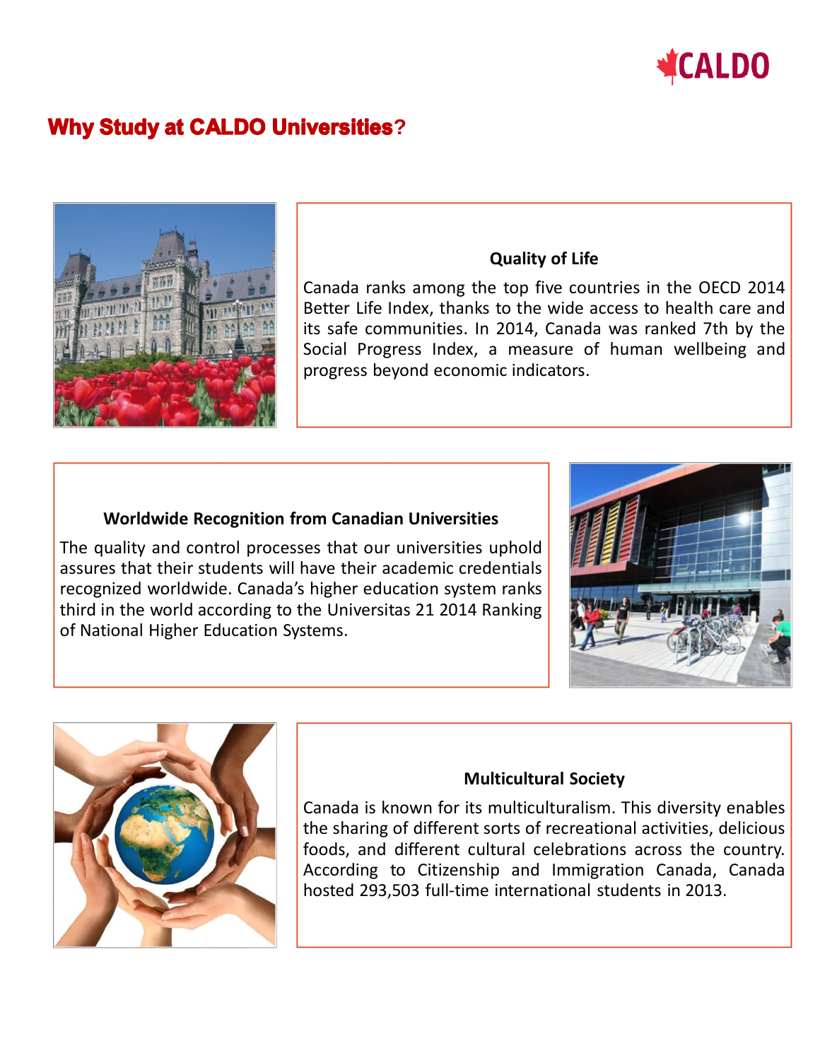# Why Study at CALDO Universities?

### Quality of Life

Canada ranks among the top five countries in the OECD 2014 Better Life Index, thanks to the wide access to health care and its safe communities. In 2014, Canada was ranked 7th by the Social Progress Index, a measure of human wellbeing and progress beyond economic indicators.

### Worldwide Recognition from Canadian Universities

The quality and control processes that our universities uphold assures that their students will have their academic credentials recognized worldwide. Canada's higher education system ranks third in the world according to the Universitas 21 2014 Ranking of National Higher Education Systems.

### Multicultural Society

Canada is known for its multiculturalism. This diversity enables the sharing of different sorts of recreational activities, delicious foods, and different cultural celebrations across the country. According to Citizenship and Immigration Canada, Canada hosted 293,503 full-time international students in 2013.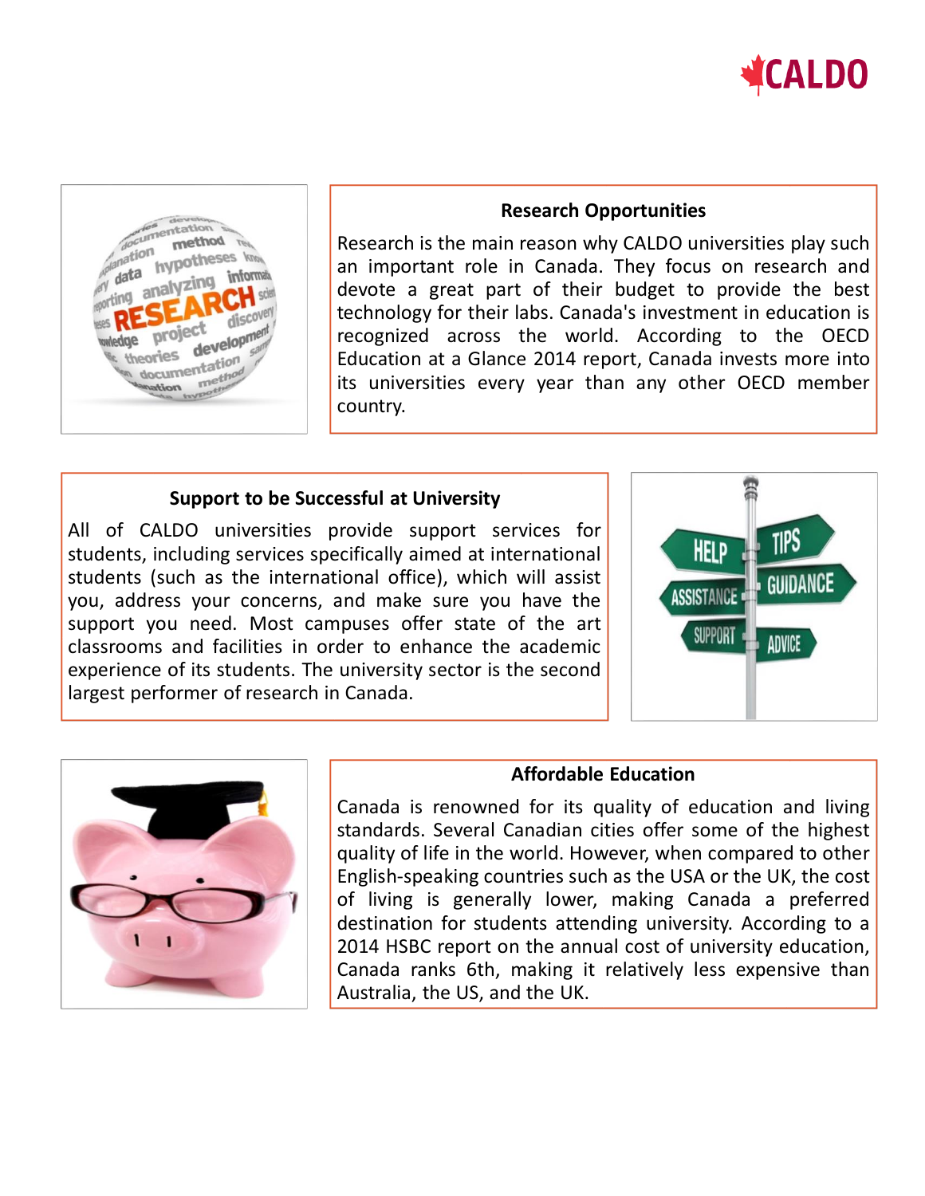## Research Opportunities

Research is the main reason why CALDO universities play such an important role in Canada. They focus on research and devote a great part of their budget to provide the best technology for their labs. Canada's investment in education is recognized across the world. According to the OECD Education at a Glance 2014 report, Canada invests more into its universities every year than any other OECD member country.

## Support to be Successful at University

All of CALDO universities provide support services for students, including services specifically aimed at international students (such as the international office), which will assist you, address your concerns, and make sure you have the support you need. Most campuses offer state of the art classrooms and facilities in order to enhance the academic experience of its students. The university sector is the second largest performer of research in Canada.

## Affordable Education

Canada is renowned for its quality of education and living standards. Several Canadian cities offer some of the highest quality of life in the world. However, when compared to other English-speaking countries such as the USA or the UK, the cost of living is generally lower, making Canada a preferred destination for students attending university. According to a 2014 HSBC report on the annual cost of university education, Canada ranks 6th, making it relatively less expensive than Australia, the US, and the UK.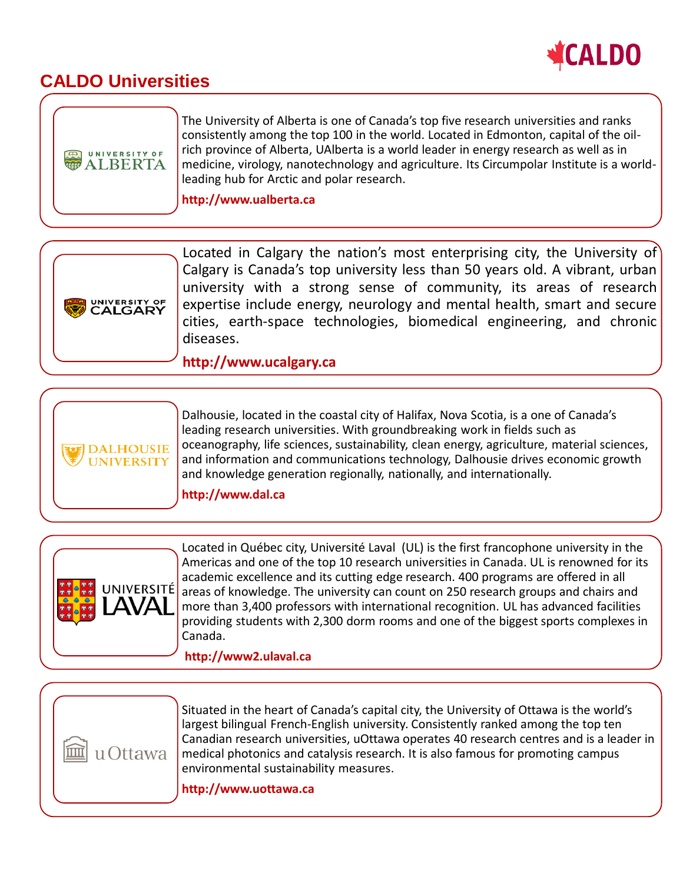# CALDO Universities

## University of Alberta

The University of Alberta is one of Canada's top five research universities and ranks consistently among the top 100 in the world. Located in Edmonton, capital of the oil-rich province of Alberta, UAlberta is a world leader in energy research as well as in medicine, virology, nanotechnology and agriculture. Its Circumpolar Institute is a world-leading hub for Arctic and polar research.

**http://www.ualberta.ca**

## University of Calgary

Located in Calgary the nation's most enterprising city, the University of Calgary is Canada's top university less than 50 years old. A vibrant, urban university with a strong sense of community, its areas of research expertise include energy, neurology and mental health, smart and secure cities, earth-space technologies, biomedical engineering, and chronic diseases.

**http://www.ucalgary.ca**

## Dalhousie University

Dalhousie, located in the coastal city of Halifax, Nova Scotia, is a one of Canada's leading research universities. With groundbreaking work in fields such as oceanography, life sciences, sustainability, clean energy, agriculture, material sciences, and information and communications technology, Dalhousie drives economic growth and knowledge generation regionally, nationally, and internationally.

**http://www.dal.ca**

## Université Laval

Located in Québec city, Université Laval (UL) is the first francophone university in the Americas and one of the top 10 research universities in Canada. UL is renowned for its academic excellence and its cutting edge research. 400 programs are offered in all areas of knowledge. The university can count on 250 research groups and chairs and more than 3,400 professors with international recognition. UL has advanced facilities providing students with 2,300 dorm rooms and one of the biggest sports complexes in Canada.

**http://www2.ulaval.ca**

## uOttawa

Situated in the heart of Canada's capital city, the University of Ottawa is the world's largest bilingual French-English university. Consistently ranked among the top ten Canadian research universities, uOttawa operates 40 research centres and is a leader in medical photonics and catalysis research. It is also famous for promoting campus environmental sustainability measures.

**http://www.uottawa.ca**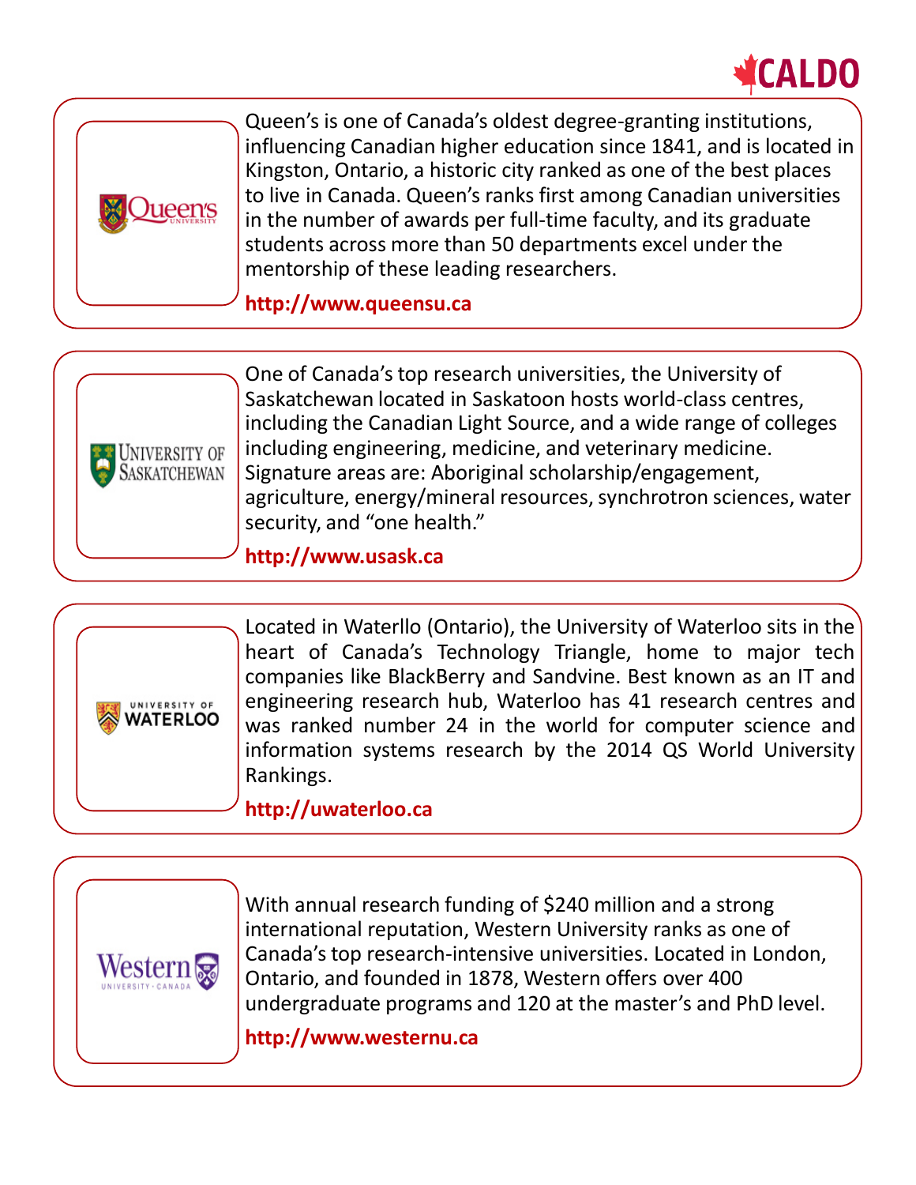Queen's is one of Canada's oldest degree-granting institutions, influencing Canadian higher education since 1841, and is located in Kingston, Ontario, a historic city ranked as one of the best places to live in Canada. Queen's ranks first among Canadian universities in the number of awards per full-time faculty, and its graduate students across more than 50 departments excel under the mentorship of these leading researchers.

**http://www.queensu.ca**

One of Canada's top research universities, the University of Saskatchewan located in Saskatoon hosts world-class centres, including the Canadian Light Source, and a wide range of colleges including engineering, medicine, and veterinary medicine. Signature areas are: Aboriginal scholarship/engagement, agriculture, energy/mineral resources, synchrotron sciences, water security, and "one health."

**http://www.usask.ca**

Located in Waterllo (Ontario), the University of Waterloo sits in the heart of Canada's Technology Triangle, home to major tech companies like BlackBerry and Sandvine. Best known as an IT and engineering research hub, Waterloo has 41 research centres and was ranked number 24 in the world for computer science and information systems research by the 2014 QS World University Rankings.

**http://uwaterloo.ca**

With annual research funding of $240 million and a strong international reputation, Western University ranks as one of Canada's top research-intensive universities. Located in London, Ontario, and founded in 1878, Western offers over 400 undergraduate programs and 120 at the master's and PhD level.

**http://www.westernu.ca**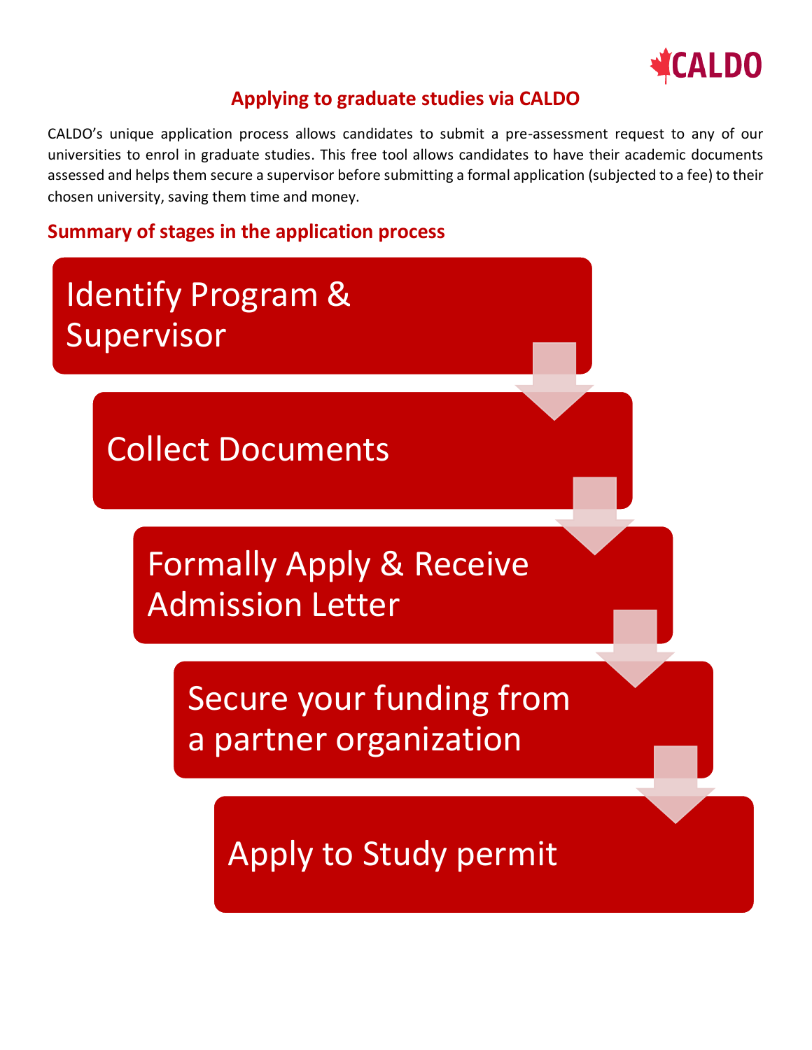## Applying to graduate studies via CALDO

CALDO's unique application process allows candidates to submit a pre-assessment request to any of our universities to enrol in graduate studies. This free tool allows candidates to have their academic documents assessed and helps them secure a supervisor before submitting a formal application (subjected to a fee) to their chosen university, saving them time and money.

### Summary of stages in the application process

1. Identify Program & Supervisor
2. Collect Documents
3. Formally Apply & Receive Admission Letter
4. Secure your funding from a partner organization
5. Apply to Study permit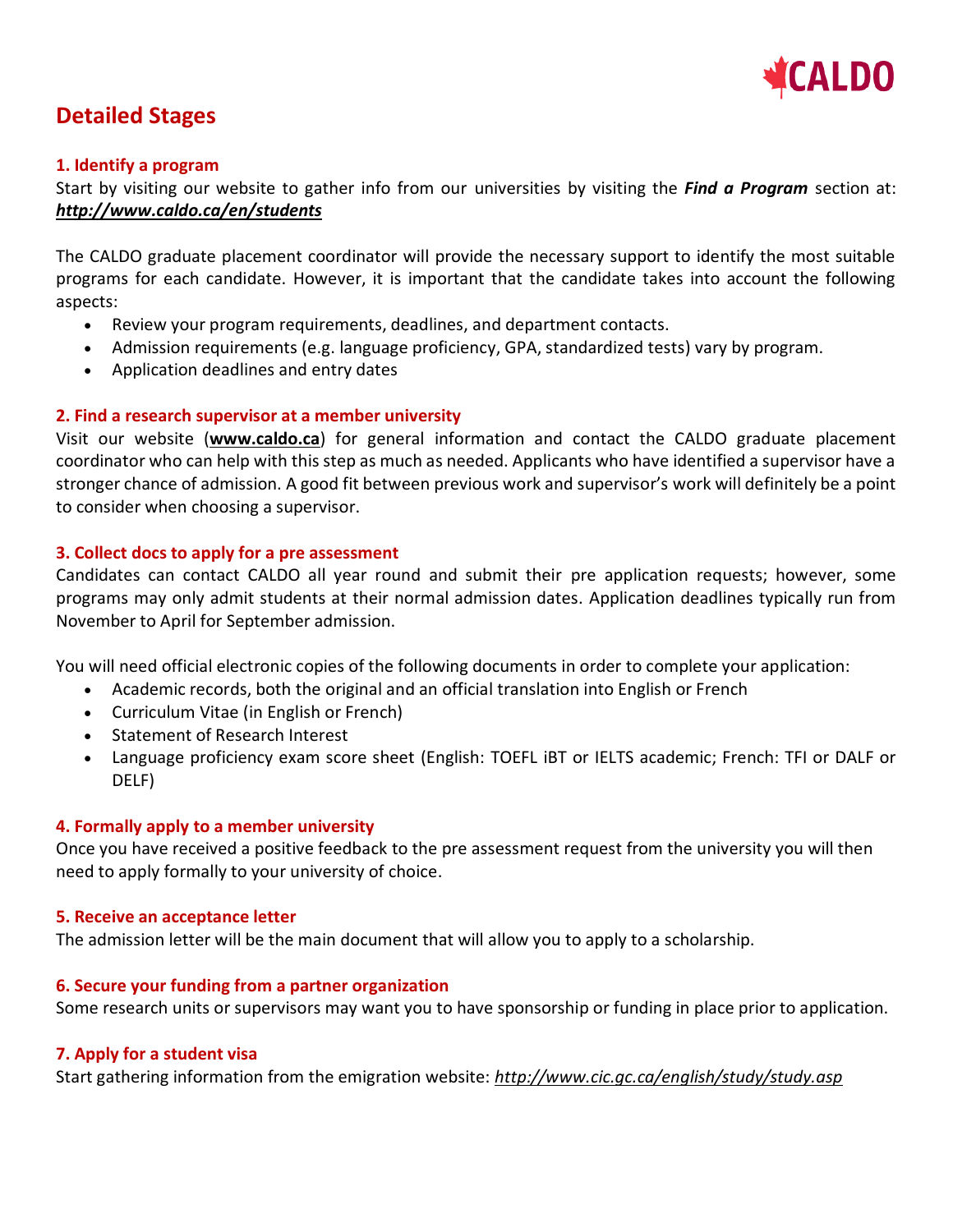# Detailed Stages

### 1. Identify a program

Start by visiting our website to gather info from our universities by visiting the ***Find a Program*** section at: ***http://www.caldo.ca/en/students***

The CALDO graduate placement coordinator will provide the necessary support to identify the most suitable programs for each candidate. However, it is important that the candidate takes into account the following aspects:

- Review your program requirements, deadlines, and department contacts.
- Admission requirements (e.g. language proficiency, GPA, standardized tests) vary by program.
- Application deadlines and entry dates

### 2. Find a research supervisor at a member university

Visit our website (**www.caldo.ca**) for general information and contact the CALDO graduate placement coordinator who can help with this step as much as needed. Applicants who have identified a supervisor have a stronger chance of admission. A good fit between previous work and supervisor's work will definitely be a point to consider when choosing a supervisor.

### 3. Collect docs to apply for a pre assessment

Candidates can contact CALDO all year round and submit their pre application requests; however, some programs may only admit students at their normal admission dates. Application deadlines typically run from November to April for September admission.

You will need official electronic copies of the following documents in order to complete your application:

- Academic records, both the original and an official translation into English or French
- Curriculum Vitae (in English or French)
- Statement of Research Interest
- Language proficiency exam score sheet (English: TOEFL iBT or IELTS academic; French: TFI or DALF or DELF)

### 4. Formally apply to a member university

Once you have received a positive feedback to the pre assessment request from the university you will then need to apply formally to your university of choice.

### 5. Receive an acceptance letter

The admission letter will be the main document that will allow you to apply to a scholarship.

### 6. Secure your funding from a partner organization

Some research units or supervisors may want you to have sponsorship or funding in place prior to application.

### 7. Apply for a student visa

Start gathering information from the emigration website: *http://www.cic.gc.ca/english/study/study.asp*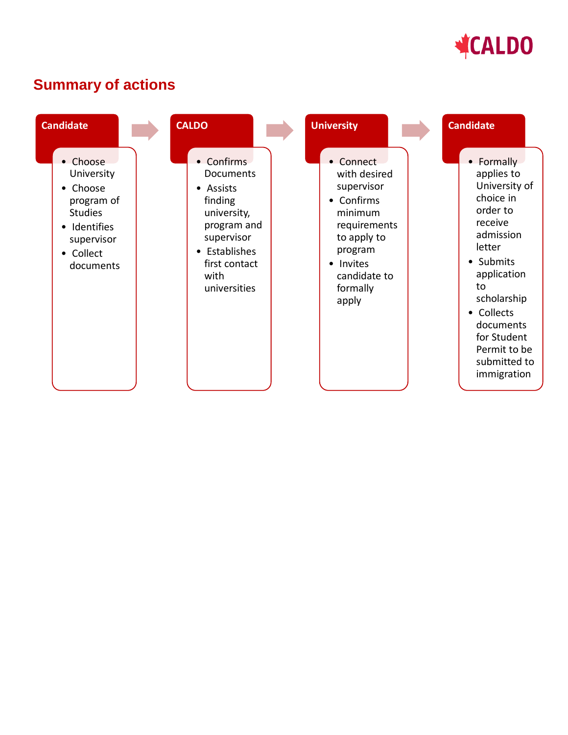## Summary of actions

**Candidate**

- Choose University
- Choose program of Studies
- Identifies supervisor
- Collect documents

→

**CALDO**

- Confirms Documents
- Assists finding university, program and supervisor
- Establishes first contact with universities

→

**University**

- Connect with desired supervisor
- Confirms minimum requirements to apply to program
- Invites candidate to formally apply

→

**Candidate**

- Formally applies to University of choice in order to receive admission letter
- Submits application to scholarship
- Collects documents for Student Permit to be submitted to immigration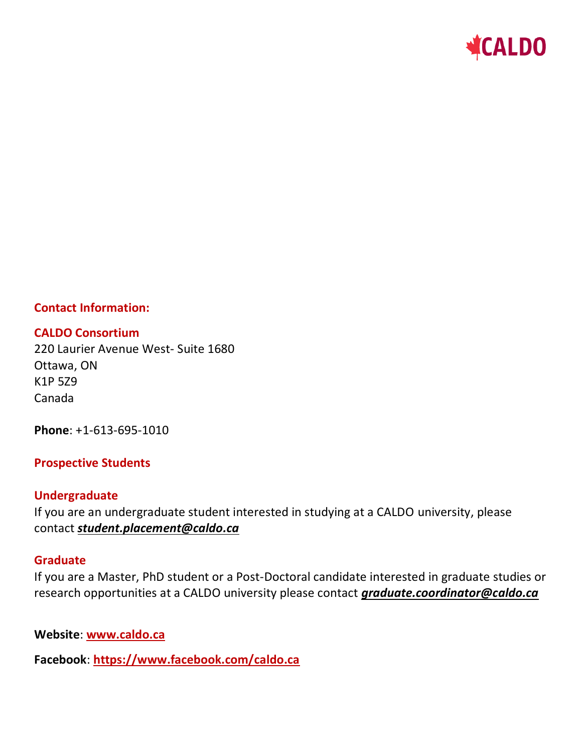CALDO

**Contact Information:**

**CALDO Consortium**
220 Laurier Avenue West- Suite 1680
Ottawa, ON
K1P 5Z9
Canada

**Phone**: +1-613-695-1010

**Prospective Students**

**Undergraduate**
If you are an undergraduate student interested in studying at a CALDO university, please contact ***student.placement@caldo.ca***

**Graduate**
If you are a Master, PhD student or a Post-Doctoral candidate interested in graduate studies or research opportunities at a CALDO university please contact ***graduate.coordinator@caldo.ca***

**Website**: **www.caldo.ca**

**Facebook**: **https://www.facebook.com/caldo.ca**